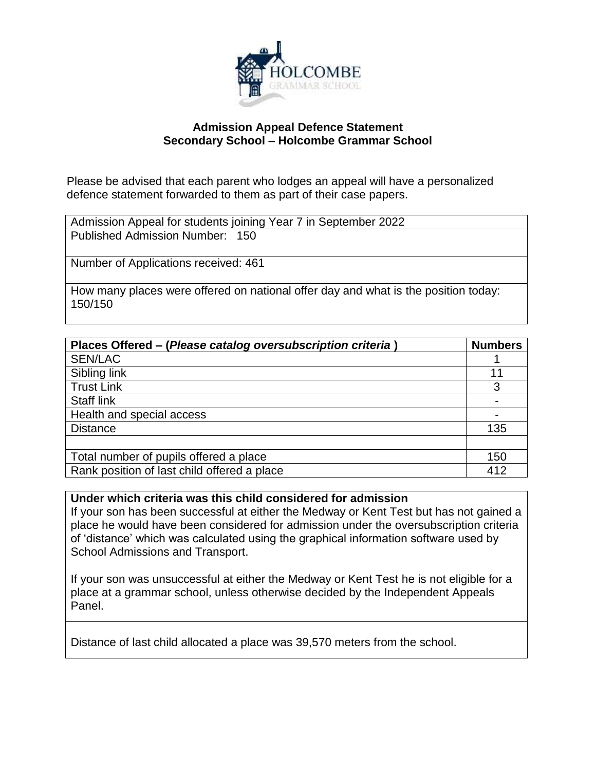**Admission Appeal Defence Statement**
**Secondary School – Holcombe Grammar School**

Please be advised that each parent who lodges an appeal will have a personalized defence statement forwarded to them as part of their case papers.

| Admission Appeal for students joining Year 7 in September 2022 |
|---|
| Published Admission Number: 150 |
| Number of Applications received: 461 |
| How many places were offered on national offer day and what is the position today: 150/150 |

| Places Offered – (*Please catalog oversubscription criteria* ) | Numbers |
|---|---|
| SEN/LAC | 1 |
| Sibling link | 11 |
| Trust Link | 3 |
| Staff link | - |
| Health and special access | - |
| Distance | 135 |
| | |
| Total number of pupils offered a place | 150 |
| Rank position of last child offered a place | 412 |

**Under which criteria was this child considered for admission**

If your son has been successful at either the Medway or Kent Test but has not gained a place he would have been considered for admission under the oversubscription criteria of 'distance' which was calculated using the graphical information software used by School Admissions and Transport.

If your son was unsuccessful at either the Medway or Kent Test he is not eligible for a place at a grammar school, unless otherwise decided by the Independent Appeals Panel.

Distance of last child allocated a place was 39,570 meters from the school.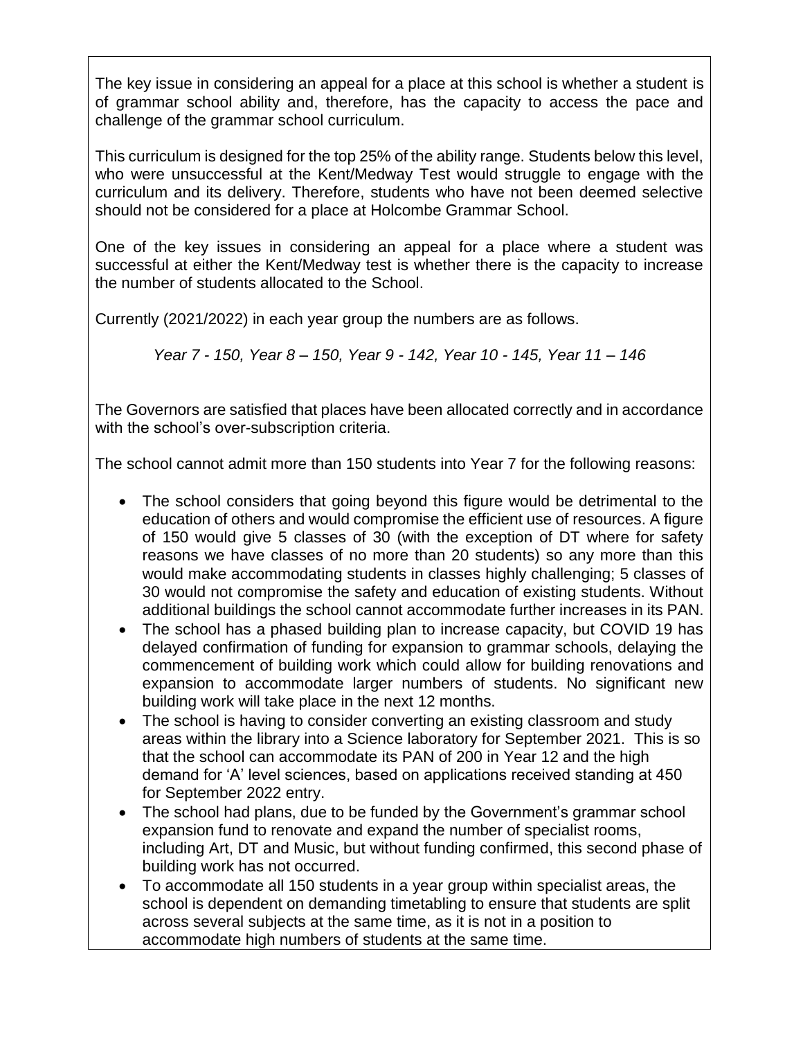The key issue in considering an appeal for a place at this school is whether a student is of grammar school ability and, therefore, has the capacity to access the pace and challenge of the grammar school curriculum.

This curriculum is designed for the top 25% of the ability range. Students below this level, who were unsuccessful at the Kent/Medway Test would struggle to engage with the curriculum and its delivery. Therefore, students who have not been deemed selective should not be considered for a place at Holcombe Grammar School.

One of the key issues in considering an appeal for a place where a student was successful at either the Kent/Medway test is whether there is the capacity to increase the number of students allocated to the School.

Currently (2021/2022) in each year group the numbers are as follows.

*Year 7 - 150, Year 8 – 150, Year 9 - 142, Year 10 - 145, Year 11 – 146*

The Governors are satisfied that places have been allocated correctly and in accordance with the school's over-subscription criteria.

The school cannot admit more than 150 students into Year 7 for the following reasons:

- The school considers that going beyond this figure would be detrimental to the education of others and would compromise the efficient use of resources. A figure of 150 would give 5 classes of 30 (with the exception of DT where for safety reasons we have classes of no more than 20 students) so any more than this would make accommodating students in classes highly challenging; 5 classes of 30 would not compromise the safety and education of existing students. Without additional buildings the school cannot accommodate further increases in its PAN.
- The school has a phased building plan to increase capacity, but COVID 19 has delayed confirmation of funding for expansion to grammar schools, delaying the commencement of building work which could allow for building renovations and expansion to accommodate larger numbers of students. No significant new building work will take place in the next 12 months.
- The school is having to consider converting an existing classroom and study areas within the library into a Science laboratory for September 2021. This is so that the school can accommodate its PAN of 200 in Year 12 and the high demand for 'A' level sciences, based on applications received standing at 450 for September 2022 entry.
- The school had plans, due to be funded by the Government's grammar school expansion fund to renovate and expand the number of specialist rooms, including Art, DT and Music, but without funding confirmed, this second phase of building work has not occurred.
- To accommodate all 150 students in a year group within specialist areas, the school is dependent on demanding timetabling to ensure that students are split across several subjects at the same time, as it is not in a position to accommodate high numbers of students at the same time.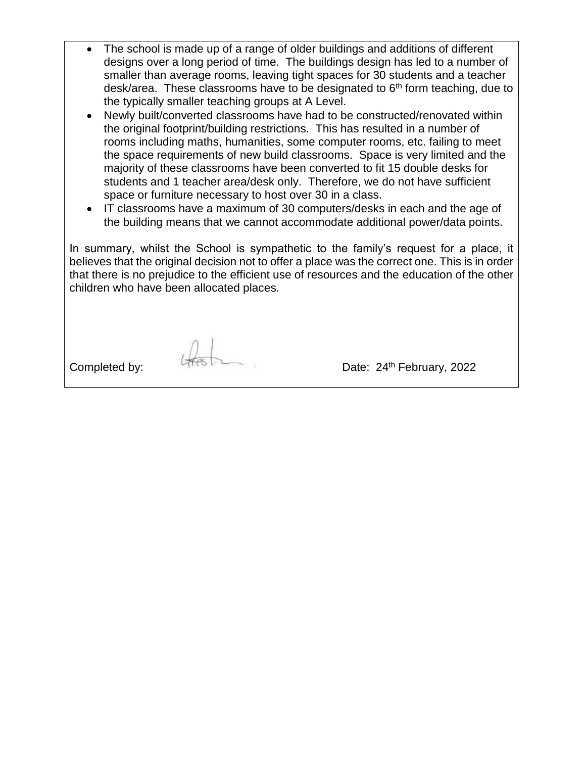- The school is made up of a range of older buildings and additions of different designs over a long period of time. The buildings design has led to a number of smaller than average rooms, leaving tight spaces for 30 students and a teacher desk/area. These classrooms have to be designated to 6th form teaching, due to the typically smaller teaching groups at A Level.
- Newly built/converted classrooms have had to be constructed/renovated within the original footprint/building restrictions. This has resulted in a number of rooms including maths, humanities, some computer rooms, etc. failing to meet the space requirements of new build classrooms. Space is very limited and the majority of these classrooms have been converted to fit 15 double desks for students and 1 teacher area/desk only. Therefore, we do not have sufficient space or furniture necessary to host over 30 in a class.
- IT classrooms have a maximum of 30 computers/desks in each and the age of the building means that we cannot accommodate additional power/data points.

In summary, whilst the School is sympathetic to the family's request for a place, it believes that the original decision not to offer a place was the correct one. This is in order that there is no prejudice to the efficient use of resources and the education of the other children who have been allocated places.

Completed by: [signature] Date: 24th February, 2022